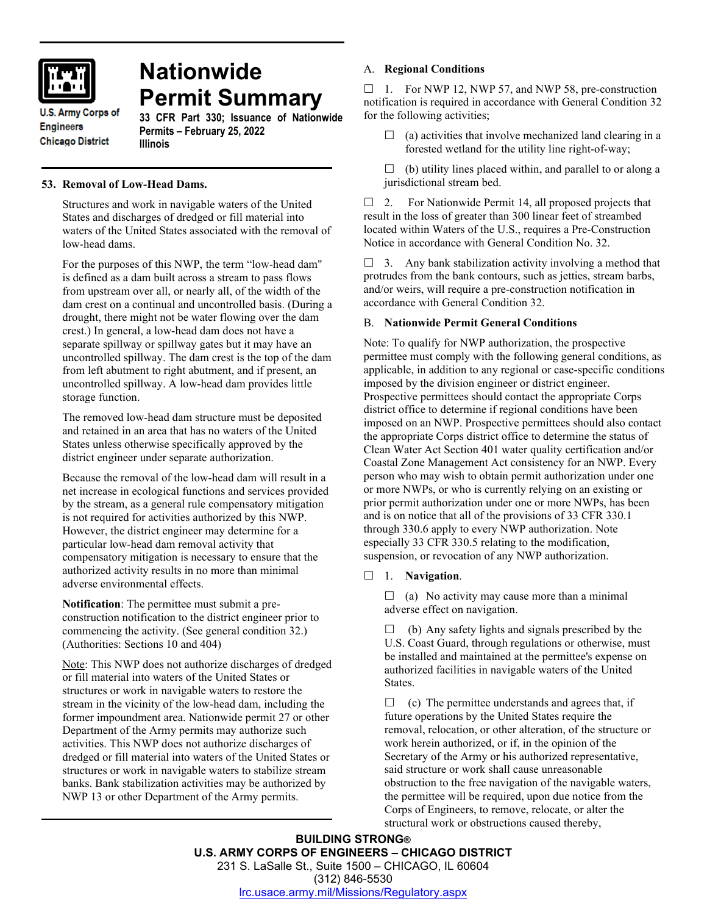# Nationwide Permit Summary

U.S. Army Corps of Engineers
Chicago District

**33 CFR Part 330; Issuance of Nationwide Permits – February 25, 2022**
**Illinois**

## 53. Removal of Low-Head Dams.

Structures and work in navigable waters of the United States and discharges of dredged or fill material into waters of the United States associated with the removal of low-head dams.

For the purposes of this NWP, the term "low-head dam" is defined as a dam built across a stream to pass flows from upstream over all, or nearly all, of the width of the dam crest on a continual and uncontrolled basis. (During a drought, there might not be water flowing over the dam crest.) In general, a low-head dam does not have a separate spillway or spillway gates but it may have an uncontrolled spillway. The dam crest is the top of the dam from left abutment to right abutment, and if present, an uncontrolled spillway. A low-head dam provides little storage function.

The removed low-head dam structure must be deposited and retained in an area that has no waters of the United States unless otherwise specifically approved by the district engineer under separate authorization.

Because the removal of the low-head dam will result in a net increase in ecological functions and services provided by the stream, as a general rule compensatory mitigation is not required for activities authorized by this NWP. However, the district engineer may determine for a particular low-head dam removal activity that compensatory mitigation is necessary to ensure that the authorized activity results in no more than minimal adverse environmental effects.

**Notification**: The permittee must submit a pre-construction notification to the district engineer prior to commencing the activity. (See general condition 32.) (Authorities: Sections 10 and 404)

Note: This NWP does not authorize discharges of dredged or fill material into waters of the United States or structures or work in navigable waters to restore the stream in the vicinity of the low-head dam, including the former impoundment area. Nationwide permit 27 or other Department of the Army permits may authorize such activities. This NWP does not authorize discharges of dredged or fill material into waters of the United States or structures or work in navigable waters to stabilize stream banks. Bank stabilization activities may be authorized by NWP 13 or other Department of the Army permits.

## A. Regional Conditions

☐ 1. For NWP 12, NWP 57, and NWP 58, pre-construction notification is required in accordance with General Condition 32 for the following activities;

- ☐ (a) activities that involve mechanized land clearing in a forested wetland for the utility line right-of-way;
- ☐ (b) utility lines placed within, and parallel to or along a jurisdictional stream bed.

☐ 2. For Nationwide Permit 14, all proposed projects that result in the loss of greater than 300 linear feet of streambed located within Waters of the U.S., requires a Pre-Construction Notice in accordance with General Condition No. 32.

☐ 3. Any bank stabilization activity involving a method that protrudes from the bank contours, such as jetties, stream barbs, and/or weirs, will require a pre-construction notification in accordance with General Condition 32.

## B. Nationwide Permit General Conditions

Note: To qualify for NWP authorization, the prospective permittee must comply with the following general conditions, as applicable, in addition to any regional or case-specific conditions imposed by the division engineer or district engineer. Prospective permittees should contact the appropriate Corps district office to determine if regional conditions have been imposed on an NWP. Prospective permittees should also contact the appropriate Corps district office to determine the status of Clean Water Act Section 401 water quality certification and/or Coastal Zone Management Act consistency for an NWP. Every person who may wish to obtain permit authorization under one or more NWPs, or who is currently relying on an existing or prior permit authorization under one or more NWPs, has been and is on notice that all of the provisions of 33 CFR 330.1 through 330.6 apply to every NWP authorization. Note especially 33 CFR 330.5 relating to the modification, suspension, or revocation of any NWP authorization.

☐ 1. **Navigation**.

- ☐ (a) No activity may cause more than a minimal adverse effect on navigation.
- ☐ (b) Any safety lights and signals prescribed by the U.S. Coast Guard, through regulations or otherwise, must be installed and maintained at the permittee's expense on authorized facilities in navigable waters of the United States.
- ☐ (c) The permittee understands and agrees that, if future operations by the United States require the removal, relocation, or other alteration, of the structure or work herein authorized, or if, in the opinion of the Secretary of the Army or his authorized representative, said structure or work shall cause unreasonable obstruction to the free navigation of the navigable waters, the permittee will be required, upon due notice from the Corps of Engineers, to remove, relocate, or alter the structural work or obstructions caused thereby,

**BUILDING STRONG®**
**U.S. ARMY CORPS OF ENGINEERS – CHICAGO DISTRICT**
231 S. LaSalle St., Suite 1500 – CHICAGO, IL 60604
(312) 846-5530
lrc.usace.army.mil/Missions/Regulatory.aspx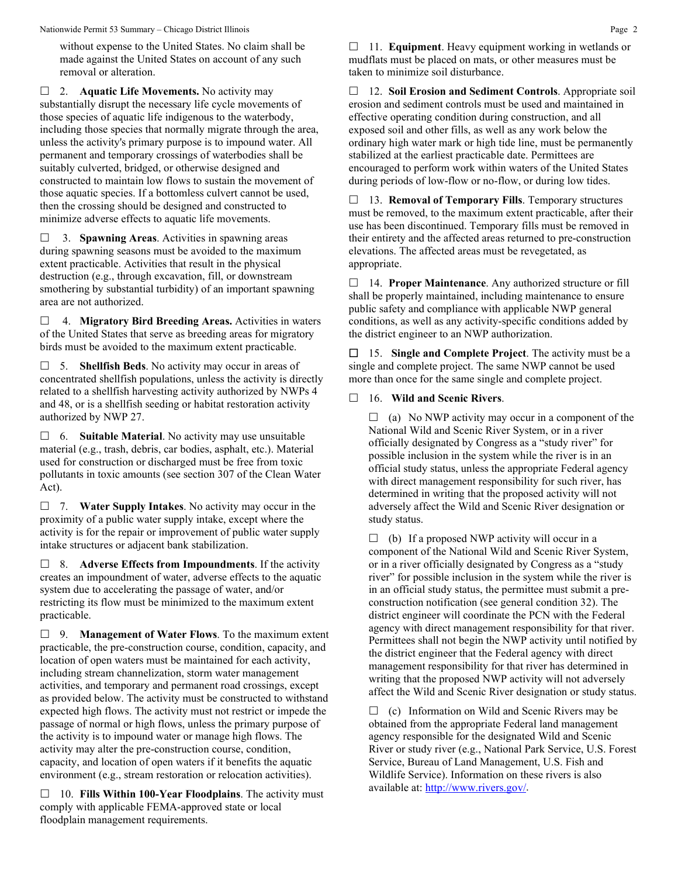without expense to the United States. No claim shall be made against the United States on account of any such removal or alteration.

☐ 2. **Aquatic Life Movements.** No activity may substantially disrupt the necessary life cycle movements of those species of aquatic life indigenous to the waterbody, including those species that normally migrate through the area, unless the activity's primary purpose is to impound water. All permanent and temporary crossings of waterbodies shall be suitably culverted, bridged, or otherwise designed and constructed to maintain low flows to sustain the movement of those aquatic species. If a bottomless culvert cannot be used, then the crossing should be designed and constructed to minimize adverse effects to aquatic life movements.

☐ 3. **Spawning Areas**. Activities in spawning areas during spawning seasons must be avoided to the maximum extent practicable. Activities that result in the physical destruction (e.g., through excavation, fill, or downstream smothering by substantial turbidity) of an important spawning area are not authorized.

☐ 4. **Migratory Bird Breeding Areas.** Activities in waters of the United States that serve as breeding areas for migratory birds must be avoided to the maximum extent practicable.

☐ 5. **Shellfish Beds**. No activity may occur in areas of concentrated shellfish populations, unless the activity is directly related to a shellfish harvesting activity authorized by NWPs 4 and 48, or is a shellfish seeding or habitat restoration activity authorized by NWP 27.

☐ 6. **Suitable Material**. No activity may use unsuitable material (e.g., trash, debris, car bodies, asphalt, etc.). Material used for construction or discharged must be free from toxic pollutants in toxic amounts (see section 307 of the Clean Water Act).

☐ 7. **Water Supply Intakes**. No activity may occur in the proximity of a public water supply intake, except where the activity is for the repair or improvement of public water supply intake structures or adjacent bank stabilization.

☐ 8. **Adverse Effects from Impoundments**. If the activity creates an impoundment of water, adverse effects to the aquatic system due to accelerating the passage of water, and/or restricting its flow must be minimized to the maximum extent practicable.

☐ 9. **Management of Water Flows**. To the maximum extent practicable, the pre-construction course, condition, capacity, and location of open waters must be maintained for each activity, including stream channelization, storm water management activities, and temporary and permanent road crossings, except as provided below. The activity must be constructed to withstand expected high flows. The activity must not restrict or impede the passage of normal or high flows, unless the primary purpose of the activity is to impound water or manage high flows. The activity may alter the pre-construction course, condition, capacity, and location of open waters if it benefits the aquatic environment (e.g., stream restoration or relocation activities).

☐ 10. **Fills Within 100-Year Floodplains**. The activity must comply with applicable FEMA-approved state or local floodplain management requirements.

☐ 11. **Equipment**. Heavy equipment working in wetlands or mudflats must be placed on mats, or other measures must be taken to minimize soil disturbance.

☐ 12. **Soil Erosion and Sediment Controls**. Appropriate soil erosion and sediment controls must be used and maintained in effective operating condition during construction, and all exposed soil and other fills, as well as any work below the ordinary high water mark or high tide line, must be permanently stabilized at the earliest practicable date. Permittees are encouraged to perform work within waters of the United States during periods of low-flow or no-flow, or during low tides.

☐ 13. **Removal of Temporary Fills**. Temporary structures must be removed, to the maximum extent practicable, after their use has been discontinued. Temporary fills must be removed in their entirety and the affected areas returned to pre-construction elevations. The affected areas must be revegetated, as appropriate.

☐ 14. **Proper Maintenance**. Any authorized structure or fill shall be properly maintained, including maintenance to ensure public safety and compliance with applicable NWP general conditions, as well as any activity-specific conditions added by the district engineer to an NWP authorization.

☐ 15. **Single and Complete Project**. The activity must be a single and complete project. The same NWP cannot be used more than once for the same single and complete project.

☐ 16. **Wild and Scenic Rivers**.

☐ (a) No NWP activity may occur in a component of the National Wild and Scenic River System, or in a river officially designated by Congress as a "study river" for possible inclusion in the system while the river is in an official study status, unless the appropriate Federal agency with direct management responsibility for such river, has determined in writing that the proposed activity will not adversely affect the Wild and Scenic River designation or study status.

☐ (b) If a proposed NWP activity will occur in a component of the National Wild and Scenic River System, or in a river officially designated by Congress as a "study river" for possible inclusion in the system while the river is in an official study status, the permittee must submit a pre-construction notification (see general condition 32). The district engineer will coordinate the PCN with the Federal agency with direct management responsibility for that river. Permittees shall not begin the NWP activity until notified by the district engineer that the Federal agency with direct management responsibility for that river has determined in writing that the proposed NWP activity will not adversely affect the Wild and Scenic River designation or study status.

☐ (c) Information on Wild and Scenic Rivers may be obtained from the appropriate Federal land management agency responsible for the designated Wild and Scenic River or study river (e.g., National Park Service, U.S. Forest Service, Bureau of Land Management, U.S. Fish and Wildlife Service). Information on these rivers is also available at: http://www.rivers.gov/.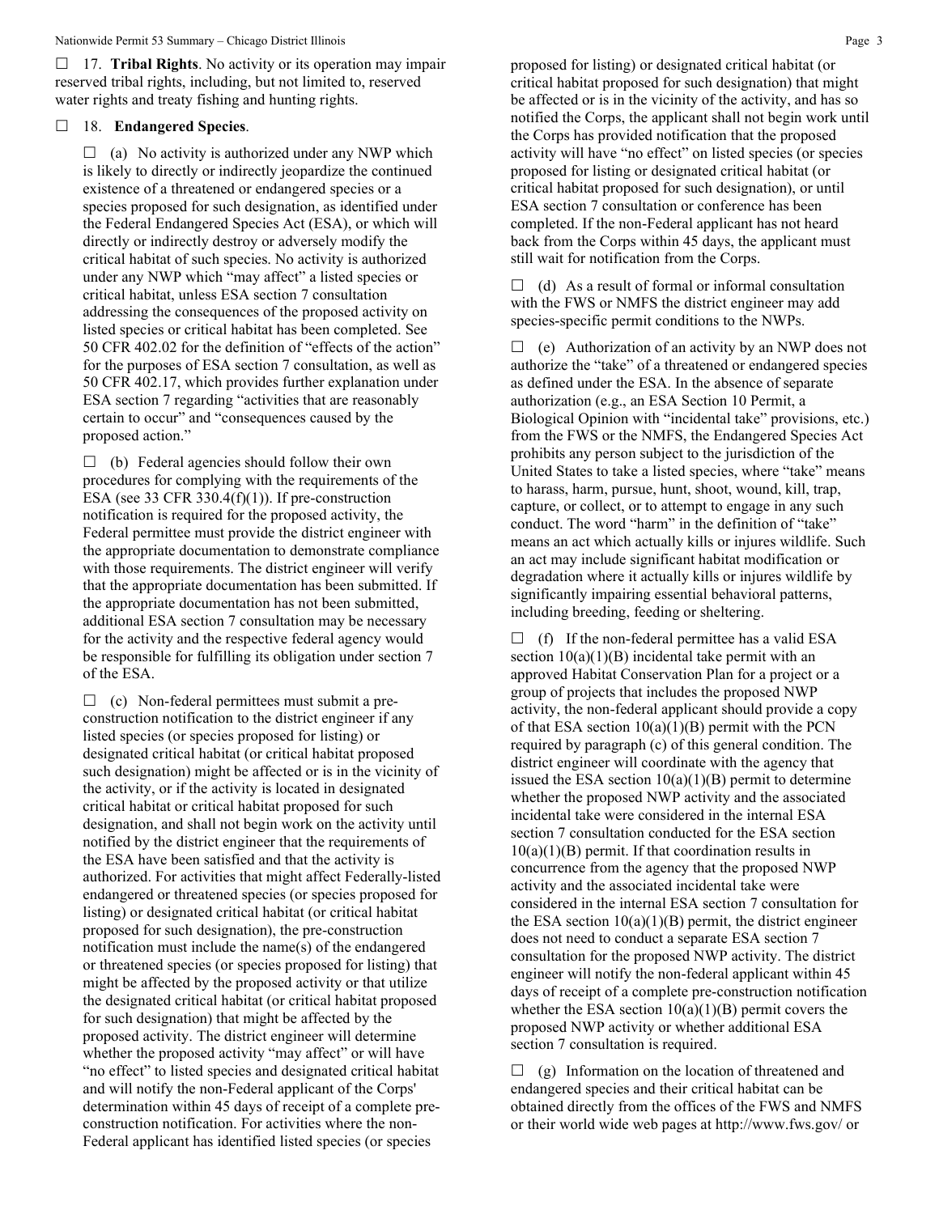☐ 17. **Tribal Rights**. No activity or its operation may impair reserved tribal rights, including, but not limited to, reserved water rights and treaty fishing and hunting rights.

☐ 18. **Endangered Species**.

☐ (a) No activity is authorized under any NWP which is likely to directly or indirectly jeopardize the continued existence of a threatened or endangered species or a species proposed for such designation, as identified under the Federal Endangered Species Act (ESA), or which will directly or indirectly destroy or adversely modify the critical habitat of such species. No activity is authorized under any NWP which "may affect" a listed species or critical habitat, unless ESA section 7 consultation addressing the consequences of the proposed activity on listed species or critical habitat has been completed. See 50 CFR 402.02 for the definition of "effects of the action" for the purposes of ESA section 7 consultation, as well as 50 CFR 402.17, which provides further explanation under ESA section 7 regarding "activities that are reasonably certain to occur" and "consequences caused by the proposed action."

☐ (b) Federal agencies should follow their own procedures for complying with the requirements of the ESA (see 33 CFR 330.4(f)(1)). If pre-construction notification is required for the proposed activity, the Federal permittee must provide the district engineer with the appropriate documentation to demonstrate compliance with those requirements. The district engineer will verify that the appropriate documentation has been submitted. If the appropriate documentation has not been submitted, additional ESA section 7 consultation may be necessary for the activity and the respective federal agency would be responsible for fulfilling its obligation under section 7 of the ESA.

☐ (c) Non-federal permittees must submit a pre-construction notification to the district engineer if any listed species (or species proposed for listing) or designated critical habitat (or critical habitat proposed such designation) might be affected or is in the vicinity of the activity, or if the activity is located in designated critical habitat or critical habitat proposed for such designation, and shall not begin work on the activity until notified by the district engineer that the requirements of the ESA have been satisfied and that the activity is authorized. For activities that might affect Federally-listed endangered or threatened species (or species proposed for listing) or designated critical habitat (or critical habitat proposed for such designation), the pre-construction notification must include the name(s) of the endangered or threatened species (or species proposed for listing) that might be affected by the proposed activity or that utilize the designated critical habitat (or critical habitat proposed for such designation) that might be affected by the proposed activity. The district engineer will determine whether the proposed activity "may affect" or will have "no effect" to listed species and designated critical habitat and will notify the non-Federal applicant of the Corps' determination within 45 days of receipt of a complete pre-construction notification. For activities where the non-Federal applicant has identified listed species (or species proposed for listing) or designated critical habitat (or critical habitat proposed for such designation) that might be affected or is in the vicinity of the activity, and has so notified the Corps, the applicant shall not begin work until the Corps has provided notification that the proposed activity will have "no effect" on listed species (or species proposed for listing or designated critical habitat (or critical habitat proposed for such designation), or until ESA section 7 consultation or conference has been completed. If the non-Federal applicant has not heard back from the Corps within 45 days, the applicant must still wait for notification from the Corps.

☐ (d) As a result of formal or informal consultation with the FWS or NMFS the district engineer may add species-specific permit conditions to the NWPs.

☐ (e) Authorization of an activity by an NWP does not authorize the "take" of a threatened or endangered species as defined under the ESA. In the absence of separate authorization (e.g., an ESA Section 10 Permit, a Biological Opinion with "incidental take" provisions, etc.) from the FWS or the NMFS, the Endangered Species Act prohibits any person subject to the jurisdiction of the United States to take a listed species, where "take" means to harass, harm, pursue, hunt, shoot, wound, kill, trap, capture, or collect, or to attempt to engage in any such conduct. The word "harm" in the definition of "take" means an act which actually kills or injures wildlife. Such an act may include significant habitat modification or degradation where it actually kills or injures wildlife by significantly impairing essential behavioral patterns, including breeding, feeding or sheltering.

☐ (f) If the non-federal permittee has a valid ESA section 10(a)(1)(B) incidental take permit with an approved Habitat Conservation Plan for a project or a group of projects that includes the proposed NWP activity, the non-federal applicant should provide a copy of that ESA section 10(a)(1)(B) permit with the PCN required by paragraph (c) of this general condition. The district engineer will coordinate with the agency that issued the ESA section 10(a)(1)(B) permit to determine whether the proposed NWP activity and the associated incidental take were considered in the internal ESA section 7 consultation conducted for the ESA section 10(a)(1)(B) permit. If that coordination results in concurrence from the agency that the proposed NWP activity and the associated incidental take were considered in the internal ESA section 7 consultation for the ESA section 10(a)(1)(B) permit, the district engineer does not need to conduct a separate ESA section 7 consultation for the proposed NWP activity. The district engineer will notify the non-federal applicant within 45 days of receipt of a complete pre-construction notification whether the ESA section 10(a)(1)(B) permit covers the proposed NWP activity or whether additional ESA section 7 consultation is required.

☐ (g) Information on the location of threatened and endangered species and their critical habitat can be obtained directly from the offices of the FWS and NMFS or their world wide web pages at http://www.fws.gov/ or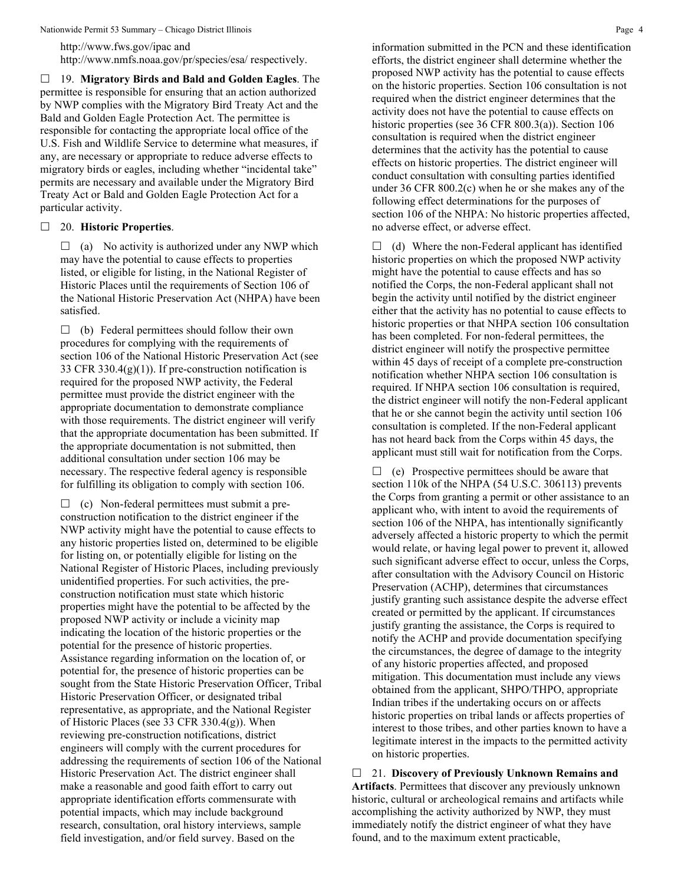http://www.fws.gov/ipac and http://www.nmfs.noaa.gov/pr/species/esa/ respectively.

☐ 19. **Migratory Birds and Bald and Golden Eagles**. The permittee is responsible for ensuring that an action authorized by NWP complies with the Migratory Bird Treaty Act and the Bald and Golden Eagle Protection Act. The permittee is responsible for contacting the appropriate local office of the U.S. Fish and Wildlife Service to determine what measures, if any, are necessary or appropriate to reduce adverse effects to migratory birds or eagles, including whether "incidental take" permits are necessary and available under the Migratory Bird Treaty Act or Bald and Golden Eagle Protection Act for a particular activity.

☐ 20. **Historic Properties**.

☐ (a) No activity is authorized under any NWP which may have the potential to cause effects to properties listed, or eligible for listing, in the National Register of Historic Places until the requirements of Section 106 of the National Historic Preservation Act (NHPA) have been satisfied.

☐ (b) Federal permittees should follow their own procedures for complying with the requirements of section 106 of the National Historic Preservation Act (see 33 CFR 330.4(g)(1)). If pre-construction notification is required for the proposed NWP activity, the Federal permittee must provide the district engineer with the appropriate documentation to demonstrate compliance with those requirements. The district engineer will verify that the appropriate documentation has been submitted. If the appropriate documentation is not submitted, then additional consultation under section 106 may be necessary. The respective federal agency is responsible for fulfilling its obligation to comply with section 106.

☐ (c) Non-federal permittees must submit a pre-construction notification to the district engineer if the NWP activity might have the potential to cause effects to any historic properties listed on, determined to be eligible for listing on, or potentially eligible for listing on the National Register of Historic Places, including previously unidentified properties. For such activities, the pre-construction notification must state which historic properties might have the potential to be affected by the proposed NWP activity or include a vicinity map indicating the location of the historic properties or the potential for the presence of historic properties. Assistance regarding information on the location of, or potential for, the presence of historic properties can be sought from the State Historic Preservation Officer, Tribal Historic Preservation Officer, or designated tribal representative, as appropriate, and the National Register of Historic Places (see 33 CFR 330.4(g)). When reviewing pre-construction notifications, district engineers will comply with the current procedures for addressing the requirements of section 106 of the National Historic Preservation Act. The district engineer shall make a reasonable and good faith effort to carry out appropriate identification efforts commensurate with potential impacts, which may include background research, consultation, oral history interviews, sample field investigation, and/or field survey. Based on the information submitted in the PCN and these identification efforts, the district engineer shall determine whether the proposed NWP activity has the potential to cause effects on the historic properties. Section 106 consultation is not required when the district engineer determines that the activity does not have the potential to cause effects on historic properties (see 36 CFR 800.3(a)). Section 106 consultation is required when the district engineer determines that the activity has the potential to cause effects on historic properties. The district engineer will conduct consultation with consulting parties identified under 36 CFR 800.2(c) when he or she makes any of the following effect determinations for the purposes of section 106 of the NHPA: No historic properties affected, no adverse effect, or adverse effect.

☐ (d) Where the non-Federal applicant has identified historic properties on which the proposed NWP activity might have the potential to cause effects and has so notified the Corps, the non-Federal applicant shall not begin the activity until notified by the district engineer either that the activity has no potential to cause effects to historic properties or that NHPA section 106 consultation has been completed. For non-federal permittees, the district engineer will notify the prospective permittee within 45 days of receipt of a complete pre-construction notification whether NHPA section 106 consultation is required. If NHPA section 106 consultation is required, the district engineer will notify the non-Federal applicant that he or she cannot begin the activity until section 106 consultation is completed. If the non-Federal applicant has not heard back from the Corps within 45 days, the applicant must still wait for notification from the Corps.

☐ (e) Prospective permittees should be aware that section 110k of the NHPA (54 U.S.C. 306113) prevents the Corps from granting a permit or other assistance to an applicant who, with intent to avoid the requirements of section 106 of the NHPA, has intentionally significantly adversely affected a historic property to which the permit would relate, or having legal power to prevent it, allowed such significant adverse effect to occur, unless the Corps, after consultation with the Advisory Council on Historic Preservation (ACHP), determines that circumstances justify granting such assistance despite the adverse effect created or permitted by the applicant. If circumstances justify granting the assistance, the Corps is required to notify the ACHP and provide documentation specifying the circumstances, the degree of damage to the integrity of any historic properties affected, and proposed mitigation. This documentation must include any views obtained from the applicant, SHPO/THPO, appropriate Indian tribes if the undertaking occurs on or affects historic properties on tribal lands or affects properties of interest to those tribes, and other parties known to have a legitimate interest in the impacts to the permitted activity on historic properties.

☐ 21. **Discovery of Previously Unknown Remains and Artifacts**. Permittees that discover any previously unknown historic, cultural or archeological remains and artifacts while accomplishing the activity authorized by NWP, they must immediately notify the district engineer of what they have found, and to the maximum extent practicable,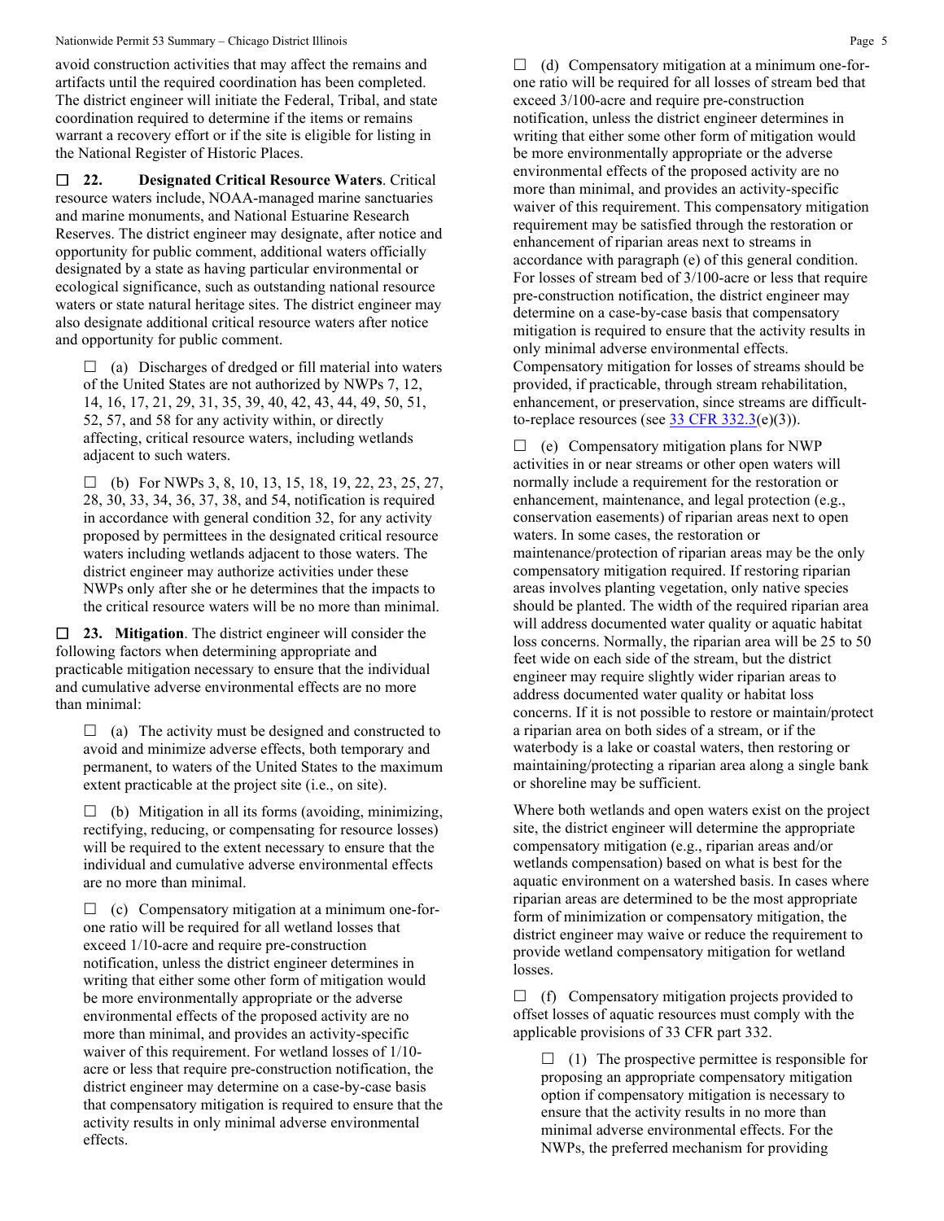avoid construction activities that may affect the remains and artifacts until the required coordination has been completed. The district engineer will initiate the Federal, Tribal, and state coordination required to determine if the items or remains warrant a recovery effort or if the site is eligible for listing in the National Register of Historic Places.

☐ **22. Designated Critical Resource Waters**. Critical resource waters include, NOAA-managed marine sanctuaries and marine monuments, and National Estuarine Research Reserves. The district engineer may designate, after notice and opportunity for public comment, additional waters officially designated by a state as having particular environmental or ecological significance, such as outstanding national resource waters or state natural heritage sites. The district engineer may also designate additional critical resource waters after notice and opportunity for public comment.

☐ (a) Discharges of dredged or fill material into waters of the United States are not authorized by NWPs 7, 12, 14, 16, 17, 21, 29, 31, 35, 39, 40, 42, 43, 44, 49, 50, 51, 52, 57, and 58 for any activity within, or directly affecting, critical resource waters, including wetlands adjacent to such waters.

☐ (b) For NWPs 3, 8, 10, 13, 15, 18, 19, 22, 23, 25, 27, 28, 30, 33, 34, 36, 37, 38, and 54, notification is required in accordance with general condition 32, for any activity proposed by permittees in the designated critical resource waters including wetlands adjacent to those waters. The district engineer may authorize activities under these NWPs only after she or he determines that the impacts to the critical resource waters will be no more than minimal.

☐ **23. Mitigation**. The district engineer will consider the following factors when determining appropriate and practicable mitigation necessary to ensure that the individual and cumulative adverse environmental effects are no more than minimal:

☐ (a) The activity must be designed and constructed to avoid and minimize adverse effects, both temporary and permanent, to waters of the United States to the maximum extent practicable at the project site (i.e., on site).

☐ (b) Mitigation in all its forms (avoiding, minimizing, rectifying, reducing, or compensating for resource losses) will be required to the extent necessary to ensure that the individual and cumulative adverse environmental effects are no more than minimal.

☐ (c) Compensatory mitigation at a minimum one-for-one ratio will be required for all wetland losses that exceed 1/10-acre and require pre-construction notification, unless the district engineer determines in writing that either some other form of mitigation would be more environmentally appropriate or the adverse environmental effects of the proposed activity are no more than minimal, and provides an activity-specific waiver of this requirement. For wetland losses of 1/10-acre or less that require pre-construction notification, the district engineer may determine on a case-by-case basis that compensatory mitigation is required to ensure that the activity results in only minimal adverse environmental effects.

☐ (d) Compensatory mitigation at a minimum one-for-one ratio will be required for all losses of stream bed that exceed 3/100-acre and require pre-construction notification, unless the district engineer determines in writing that either some other form of mitigation would be more environmentally appropriate or the adverse environmental effects of the proposed activity are no more than minimal, and provides an activity-specific waiver of this requirement. This compensatory mitigation requirement may be satisfied through the restoration or enhancement of riparian areas next to streams in accordance with paragraph (e) of this general condition. For losses of stream bed of 3/100-acre or less that require pre-construction notification, the district engineer may determine on a case-by-case basis that compensatory mitigation is required to ensure that the activity results in only minimal adverse environmental effects. Compensatory mitigation for losses of streams should be provided, if practicable, through stream rehabilitation, enhancement, or preservation, since streams are difficult-to-replace resources (see 33 CFR 332.3(e)(3)).

☐ (e) Compensatory mitigation plans for NWP activities in or near streams or other open waters will normally include a requirement for the restoration or enhancement, maintenance, and legal protection (e.g., conservation easements) of riparian areas next to open waters. In some cases, the restoration or maintenance/protection of riparian areas may be the only compensatory mitigation required. If restoring riparian areas involves planting vegetation, only native species should be planted. The width of the required riparian area will address documented water quality or aquatic habitat loss concerns. Normally, the riparian area will be 25 to 50 feet wide on each side of the stream, but the district engineer may require slightly wider riparian areas to address documented water quality or habitat loss concerns. If it is not possible to restore or maintain/protect a riparian area on both sides of a stream, or if the waterbody is a lake or coastal waters, then restoring or maintaining/protecting a riparian area along a single bank or shoreline may be sufficient.

Where both wetlands and open waters exist on the project site, the district engineer will determine the appropriate compensatory mitigation (e.g., riparian areas and/or wetlands compensation) based on what is best for the aquatic environment on a watershed basis. In cases where riparian areas are determined to be the most appropriate form of minimization or compensatory mitigation, the district engineer may waive or reduce the requirement to provide wetland compensatory mitigation for wetland losses.

☐ (f) Compensatory mitigation projects provided to offset losses of aquatic resources must comply with the applicable provisions of 33 CFR part 332.

☐ (1) The prospective permittee is responsible for proposing an appropriate compensatory mitigation option if compensatory mitigation is necessary to ensure that the activity results in no more than minimal adverse environmental effects. For the NWPs, the preferred mechanism for providing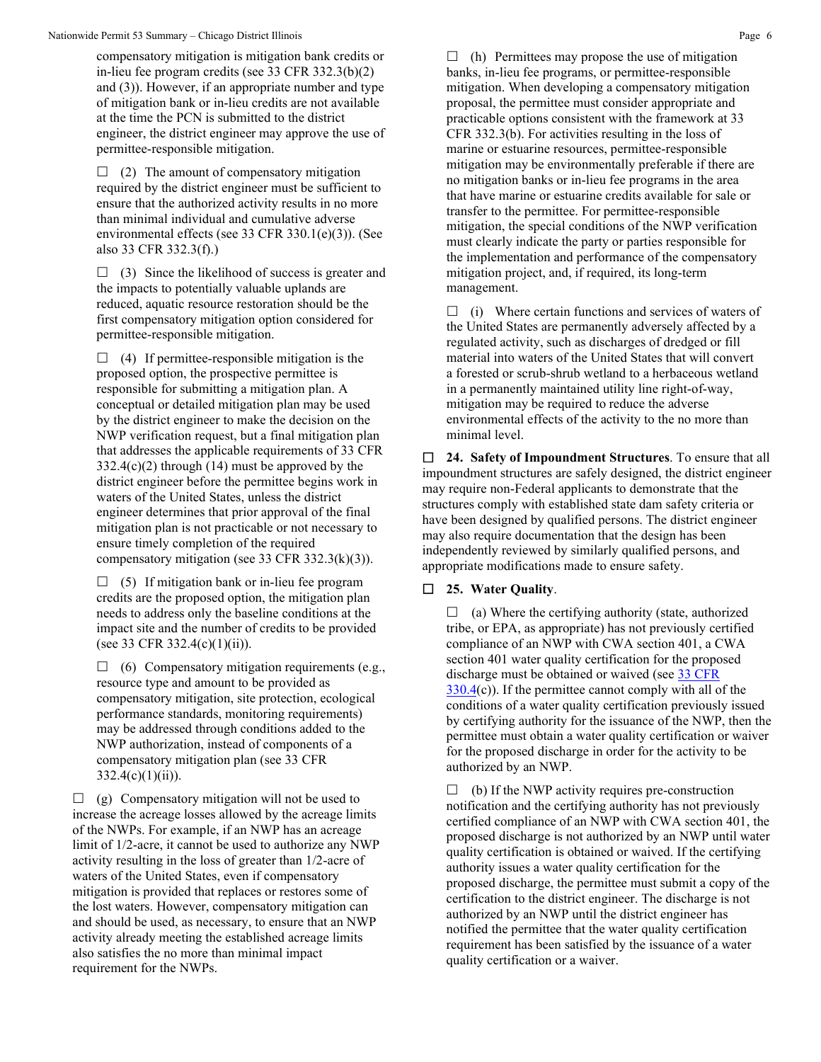compensatory mitigation is mitigation bank credits or in-lieu fee program credits (see 33 CFR 332.3(b)(2) and (3)). However, if an appropriate number and type of mitigation bank or in-lieu credits are not available at the time the PCN is submitted to the district engineer, the district engineer may approve the use of permittee-responsible mitigation.

☐ (2) The amount of compensatory mitigation required by the district engineer must be sufficient to ensure that the authorized activity results in no more than minimal individual and cumulative adverse environmental effects (see 33 CFR 330.1(e)(3)). (See also 33 CFR 332.3(f).)

☐ (3) Since the likelihood of success is greater and the impacts to potentially valuable uplands are reduced, aquatic resource restoration should be the first compensatory mitigation option considered for permittee-responsible mitigation.

☐ (4) If permittee-responsible mitigation is the proposed option, the prospective permittee is responsible for submitting a mitigation plan. A conceptual or detailed mitigation plan may be used by the district engineer to make the decision on the NWP verification request, but a final mitigation plan that addresses the applicable requirements of 33 CFR 332.4(c)(2) through (14) must be approved by the district engineer before the permittee begins work in waters of the United States, unless the district engineer determines that prior approval of the final mitigation plan is not practicable or not necessary to ensure timely completion of the required compensatory mitigation (see 33 CFR 332.3(k)(3)).

☐ (5) If mitigation bank or in-lieu fee program credits are the proposed option, the mitigation plan needs to address only the baseline conditions at the impact site and the number of credits to be provided (see 33 CFR 332.4(c)(1)(ii)).

☐ (6) Compensatory mitigation requirements (e.g., resource type and amount to be provided as compensatory mitigation, site protection, ecological performance standards, monitoring requirements) may be addressed through conditions added to the NWP authorization, instead of components of a compensatory mitigation plan (see 33 CFR 332.4(c)(1)(ii)).

☐ (g) Compensatory mitigation will not be used to increase the acreage losses allowed by the acreage limits of the NWPs. For example, if an NWP has an acreage limit of 1/2-acre, it cannot be used to authorize any NWP activity resulting in the loss of greater than 1/2-acre of waters of the United States, even if compensatory mitigation is provided that replaces or restores some of the lost waters. However, compensatory mitigation can and should be used, as necessary, to ensure that an NWP activity already meeting the established acreage limits also satisfies the no more than minimal impact requirement for the NWPs.

☐ (h) Permittees may propose the use of mitigation banks, in-lieu fee programs, or permittee-responsible mitigation. When developing a compensatory mitigation proposal, the permittee must consider appropriate and practicable options consistent with the framework at 33 CFR 332.3(b). For activities resulting in the loss of marine or estuarine resources, permittee-responsible mitigation may be environmentally preferable if there are no mitigation banks or in-lieu fee programs in the area that have marine or estuarine credits available for sale or transfer to the permittee. For permittee-responsible mitigation, the special conditions of the NWP verification must clearly indicate the party or parties responsible for the implementation and performance of the compensatory mitigation project, and, if required, its long-term management.

☐ (i) Where certain functions and services of waters of the United States are permanently adversely affected by a regulated activity, such as discharges of dredged or fill material into waters of the United States that will convert a forested or scrub-shrub wetland to a herbaceous wetland in a permanently maintained utility line right-of-way, mitigation may be required to reduce the adverse environmental effects of the activity to the no more than minimal level.

☐ **24. Safety of Impoundment Structures**. To ensure that all impoundment structures are safely designed, the district engineer may require non-Federal applicants to demonstrate that the structures comply with established state dam safety criteria or have been designed by qualified persons. The district engineer may also require documentation that the design has been independently reviewed by similarly qualified persons, and appropriate modifications made to ensure safety.

☐ **25. Water Quality**.

☐ (a) Where the certifying authority (state, authorized tribe, or EPA, as appropriate) has not previously certified compliance of an NWP with CWA section 401, a CWA section 401 water quality certification for the proposed discharge must be obtained or waived (see 33 CFR 330.4(c)). If the permittee cannot comply with all of the conditions of a water quality certification previously issued by certifying authority for the issuance of the NWP, then the permittee must obtain a water quality certification or waiver for the proposed discharge in order for the activity to be authorized by an NWP.

☐ (b) If the NWP activity requires pre-construction notification and the certifying authority has not previously certified compliance of an NWP with CWA section 401, the proposed discharge is not authorized by an NWP until water quality certification is obtained or waived. If the certifying authority issues a water quality certification for the proposed discharge, the permittee must submit a copy of the certification to the district engineer. The discharge is not authorized by an NWP until the district engineer has notified the permittee that the water quality certification requirement has been satisfied by the issuance of a water quality certification or a waiver.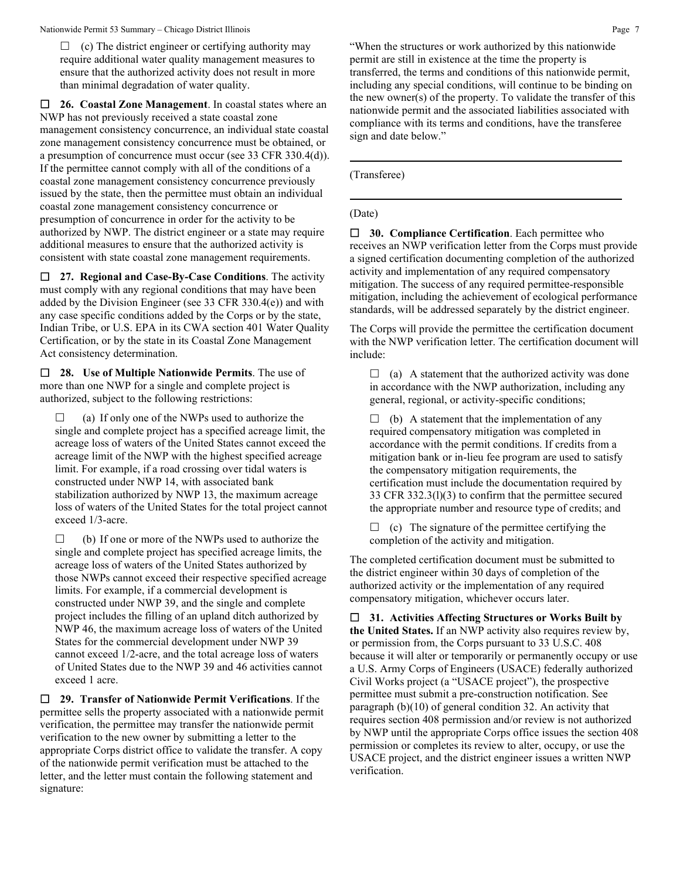☐ (c) The district engineer or certifying authority may require additional water quality management measures to ensure that the authorized activity does not result in more than minimal degradation of water quality.

☐ **26. Coastal Zone Management**. In coastal states where an NWP has not previously received a state coastal zone management consistency concurrence, an individual state coastal zone management consistency concurrence must be obtained, or a presumption of concurrence must occur (see 33 CFR 330.4(d)). If the permittee cannot comply with all of the conditions of a coastal zone management consistency concurrence previously issued by the state, then the permittee must obtain an individual coastal zone management consistency concurrence or presumption of concurrence in order for the activity to be authorized by NWP. The district engineer or a state may require additional measures to ensure that the authorized activity is consistent with state coastal zone management requirements.

☐ **27. Regional and Case-By-Case Conditions**. The activity must comply with any regional conditions that may have been added by the Division Engineer (see 33 CFR 330.4(e)) and with any case specific conditions added by the Corps or by the state, Indian Tribe, or U.S. EPA in its CWA section 401 Water Quality Certification, or by the state in its Coastal Zone Management Act consistency determination.

☐ **28. Use of Multiple Nationwide Permits**. The use of more than one NWP for a single and complete project is authorized, subject to the following restrictions:

☐ (a) If only one of the NWPs used to authorize the single and complete project has a specified acreage limit, the acreage loss of waters of the United States cannot exceed the acreage limit of the NWP with the highest specified acreage limit. For example, if a road crossing over tidal waters is constructed under NWP 14, with associated bank stabilization authorized by NWP 13, the maximum acreage loss of waters of the United States for the total project cannot exceed 1/3-acre.

☐ (b) If one or more of the NWPs used to authorize the single and complete project has specified acreage limits, the acreage loss of waters of the United States authorized by those NWPs cannot exceed their respective specified acreage limits. For example, if a commercial development is constructed under NWP 39, and the single and complete project includes the filling of an upland ditch authorized by NWP 46, the maximum acreage loss of waters of the United States for the commercial development under NWP 39 cannot exceed 1/2-acre, and the total acreage loss of waters of United States due to the NWP 39 and 46 activities cannot exceed 1 acre.

☐ **29. Transfer of Nationwide Permit Verifications**. If the permittee sells the property associated with a nationwide permit verification, the permittee may transfer the nationwide permit verification to the new owner by submitting a letter to the appropriate Corps district office to validate the transfer. A copy of the nationwide permit verification must be attached to the letter, and the letter must contain the following statement and signature:

"When the structures or work authorized by this nationwide permit are still in existence at the time the property is transferred, the terms and conditions of this nationwide permit, including any special conditions, will continue to be binding on the new owner(s) of the property. To validate the transfer of this nationwide permit and the associated liabilities associated with compliance with its terms and conditions, have the transferee sign and date below."

\_\_\_\_\_\_\_\_\_\_\_\_\_\_\_\_\_\_\_\_\_\_\_\_\_\_\_\_\_\_\_\_\_\_\_\_\_\_\_\_

(Transferee)

\_\_\_\_\_\_\_\_\_\_\_\_\_\_\_\_\_\_\_\_\_\_\_\_\_\_\_\_\_\_\_\_\_\_\_\_\_\_\_\_

(Date)

☐ **30. Compliance Certification**. Each permittee who receives an NWP verification letter from the Corps must provide a signed certification documenting completion of the authorized activity and implementation of any required compensatory mitigation. The success of any required permittee-responsible mitigation, including the achievement of ecological performance standards, will be addressed separately by the district engineer.

The Corps will provide the permittee the certification document with the NWP verification letter. The certification document will include:

☐ (a) A statement that the authorized activity was done in accordance with the NWP authorization, including any general, regional, or activity-specific conditions;

☐ (b) A statement that the implementation of any required compensatory mitigation was completed in accordance with the permit conditions. If credits from a mitigation bank or in-lieu fee program are used to satisfy the compensatory mitigation requirements, the certification must include the documentation required by 33 CFR 332.3(l)(3) to confirm that the permittee secured the appropriate number and resource type of credits; and

☐ (c) The signature of the permittee certifying the completion of the activity and mitigation.

The completed certification document must be submitted to the district engineer within 30 days of completion of the authorized activity or the implementation of any required compensatory mitigation, whichever occurs later.

☐ **31. Activities Affecting Structures or Works Built by the United States.** If an NWP activity also requires review by, or permission from, the Corps pursuant to 33 U.S.C. 408 because it will alter or temporarily or permanently occupy or use a U.S. Army Corps of Engineers (USACE) federally authorized Civil Works project (a "USACE project"), the prospective permittee must submit a pre-construction notification. See paragraph (b)(10) of general condition 32. An activity that requires section 408 permission and/or review is not authorized by NWP until the appropriate Corps office issues the section 408 permission or completes its review to alter, occupy, or use the USACE project, and the district engineer issues a written NWP verification.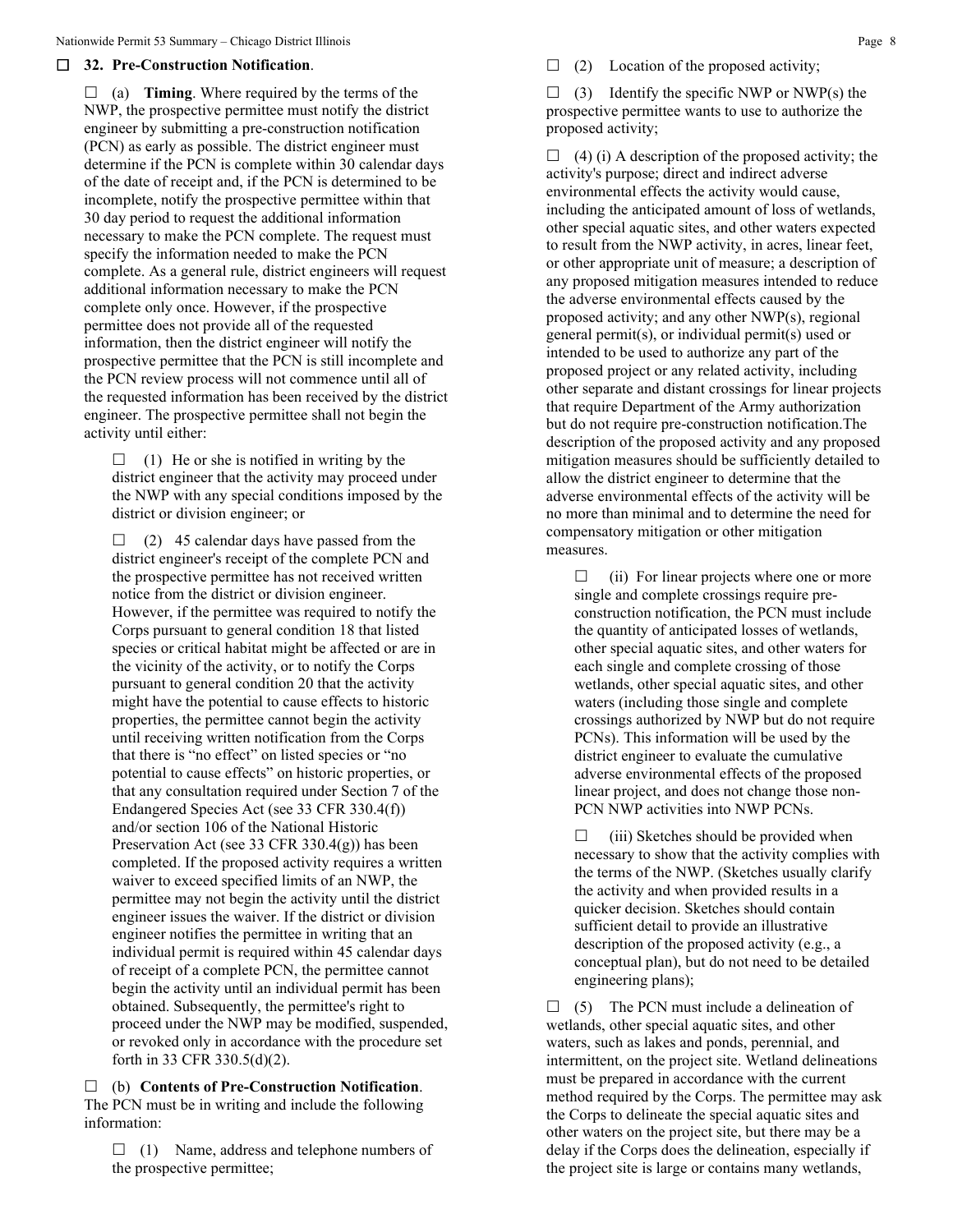☐ **32. Pre-Construction Notification**.

☐ (a) **Timing**. Where required by the terms of the NWP, the prospective permittee must notify the district engineer by submitting a pre-construction notification (PCN) as early as possible. The district engineer must determine if the PCN is complete within 30 calendar days of the date of receipt and, if the PCN is determined to be incomplete, notify the prospective permittee within that 30 day period to request the additional information necessary to make the PCN complete. The request must specify the information needed to make the PCN complete. As a general rule, district engineers will request additional information necessary to make the PCN complete only once. However, if the prospective permittee does not provide all of the requested information, then the district engineer will notify the prospective permittee that the PCN is still incomplete and the PCN review process will not commence until all of the requested information has been received by the district engineer. The prospective permittee shall not begin the activity until either:

☐ (1) He or she is notified in writing by the district engineer that the activity may proceed under the NWP with any special conditions imposed by the district or division engineer; or

☐ (2) 45 calendar days have passed from the district engineer's receipt of the complete PCN and the prospective permittee has not received written notice from the district or division engineer. However, if the permittee was required to notify the Corps pursuant to general condition 18 that listed species or critical habitat might be affected or are in the vicinity of the activity, or to notify the Corps pursuant to general condition 20 that the activity might have the potential to cause effects to historic properties, the permittee cannot begin the activity until receiving written notification from the Corps that there is "no effect" on listed species or "no potential to cause effects" on historic properties, or that any consultation required under Section 7 of the Endangered Species Act (see 33 CFR 330.4(f)) and/or section 106 of the National Historic Preservation Act (see 33 CFR 330.4(g)) has been completed. If the proposed activity requires a written waiver to exceed specified limits of an NWP, the permittee may not begin the activity until the district engineer issues the waiver. If the district or division engineer notifies the permittee in writing that an individual permit is required within 45 calendar days of receipt of a complete PCN, the permittee cannot begin the activity until an individual permit has been obtained. Subsequently, the permittee's right to proceed under the NWP may be modified, suspended, or revoked only in accordance with the procedure set forth in 33 CFR 330.5(d)(2).

☐ (b) **Contents of Pre-Construction Notification**. The PCN must be in writing and include the following information:

☐ (1) Name, address and telephone numbers of the prospective permittee;

☐ (2) Location of the proposed activity;

☐ (3) Identify the specific NWP or NWP(s) the prospective permittee wants to use to authorize the proposed activity;

☐ (4) (i) A description of the proposed activity; the activity's purpose; direct and indirect adverse environmental effects the activity would cause, including the anticipated amount of loss of wetlands, other special aquatic sites, and other waters expected to result from the NWP activity, in acres, linear feet, or other appropriate unit of measure; a description of any proposed mitigation measures intended to reduce the adverse environmental effects caused by the proposed activity; and any other NWP(s), regional general permit(s), or individual permit(s) used or intended to be used to authorize any part of the proposed project or any related activity, including other separate and distant crossings for linear projects that require Department of the Army authorization but do not require pre-construction notification.The description of the proposed activity and any proposed mitigation measures should be sufficiently detailed to allow the district engineer to determine that the adverse environmental effects of the activity will be no more than minimal and to determine the need for compensatory mitigation or other mitigation measures.

☐ (ii) For linear projects where one or more single and complete crossings require pre-construction notification, the PCN must include the quantity of anticipated losses of wetlands, other special aquatic sites, and other waters for each single and complete crossing of those wetlands, other special aquatic sites, and other waters (including those single and complete crossings authorized by NWP but do not require PCNs). This information will be used by the district engineer to evaluate the cumulative adverse environmental effects of the proposed linear project, and does not change those non-PCN NWP activities into NWP PCNs.

☐ (iii) Sketches should be provided when necessary to show that the activity complies with the terms of the NWP. (Sketches usually clarify the activity and when provided results in a quicker decision. Sketches should contain sufficient detail to provide an illustrative description of the proposed activity (e.g., a conceptual plan), but do not need to be detailed engineering plans);

☐ (5) The PCN must include a delineation of wetlands, other special aquatic sites, and other waters, such as lakes and ponds, perennial, and intermittent, on the project site. Wetland delineations must be prepared in accordance with the current method required by the Corps. The permittee may ask the Corps to delineate the special aquatic sites and other waters on the project site, but there may be a delay if the Corps does the delineation, especially if the project site is large or contains many wetlands,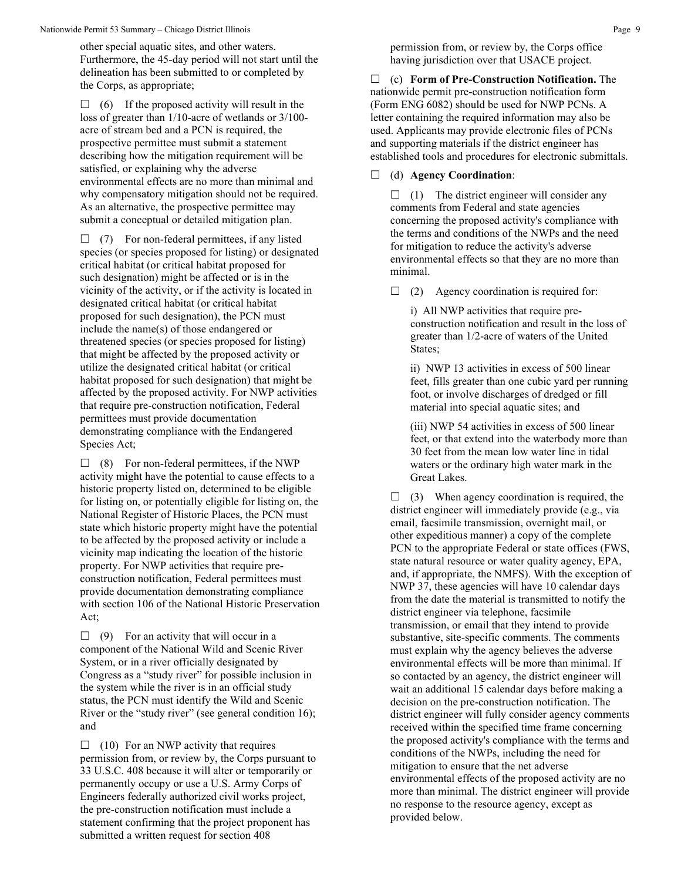other special aquatic sites, and other waters. Furthermore, the 45-day period will not start until the delineation has been submitted to or completed by the Corps, as appropriate;

☐ (6) If the proposed activity will result in the loss of greater than 1/10-acre of wetlands or 3/100-acre of stream bed and a PCN is required, the prospective permittee must submit a statement describing how the mitigation requirement will be satisfied, or explaining why the adverse environmental effects are no more than minimal and why compensatory mitigation should not be required. As an alternative, the prospective permittee may submit a conceptual or detailed mitigation plan.

☐ (7) For non-federal permittees, if any listed species (or species proposed for listing) or designated critical habitat (or critical habitat proposed for such designation) might be affected or is in the vicinity of the activity, or if the activity is located in designated critical habitat (or critical habitat proposed for such designation), the PCN must include the name(s) of those endangered or threatened species (or species proposed for listing) that might be affected by the proposed activity or utilize the designated critical habitat (or critical habitat proposed for such designation) that might be affected by the proposed activity. For NWP activities that require pre-construction notification, Federal permittees must provide documentation demonstrating compliance with the Endangered Species Act;

☐ (8) For non-federal permittees, if the NWP activity might have the potential to cause effects to a historic property listed on, determined to be eligible for listing on, or potentially eligible for listing on, the National Register of Historic Places, the PCN must state which historic property might have the potential to be affected by the proposed activity or include a vicinity map indicating the location of the historic property. For NWP activities that require pre-construction notification, Federal permittees must provide documentation demonstrating compliance with section 106 of the National Historic Preservation Act;

☐ (9) For an activity that will occur in a component of the National Wild and Scenic River System, or in a river officially designated by Congress as a "study river" for possible inclusion in the system while the river is in an official study status, the PCN must identify the Wild and Scenic River or the "study river" (see general condition 16); and

☐ (10) For an NWP activity that requires permission from, or review by, the Corps pursuant to 33 U.S.C. 408 because it will alter or temporarily or permanently occupy or use a U.S. Army Corps of Engineers federally authorized civil works project, the pre-construction notification must include a statement confirming that the project proponent has submitted a written request for section 408 permission from, or review by, the Corps office having jurisdiction over that USACE project.

☐ (c) **Form of Pre-Construction Notification.** The nationwide permit pre-construction notification form (Form ENG 6082) should be used for NWP PCNs. A letter containing the required information may also be used. Applicants may provide electronic files of PCNs and supporting materials if the district engineer has established tools and procedures for electronic submittals.

☐ (d) **Agency Coordination**:

☐ (1) The district engineer will consider any comments from Federal and state agencies concerning the proposed activity's compliance with the terms and conditions of the NWPs and the need for mitigation to reduce the activity's adverse environmental effects so that they are no more than minimal.

☐ (2) Agency coordination is required for:

i) All NWP activities that require pre-construction notification and result in the loss of greater than 1/2-acre of waters of the United States;

ii) NWP 13 activities in excess of 500 linear feet, fills greater than one cubic yard per running foot, or involve discharges of dredged or fill material into special aquatic sites; and

(iii) NWP 54 activities in excess of 500 linear feet, or that extend into the waterbody more than 30 feet from the mean low water line in tidal waters or the ordinary high water mark in the Great Lakes.

☐ (3) When agency coordination is required, the district engineer will immediately provide (e.g., via email, facsimile transmission, overnight mail, or other expeditious manner) a copy of the complete PCN to the appropriate Federal or state offices (FWS, state natural resource or water quality agency, EPA, and, if appropriate, the NMFS). With the exception of NWP 37, these agencies will have 10 calendar days from the date the material is transmitted to notify the district engineer via telephone, facsimile transmission, or email that they intend to provide substantive, site-specific comments. The comments must explain why the agency believes the adverse environmental effects will be more than minimal. If so contacted by an agency, the district engineer will wait an additional 15 calendar days before making a decision on the pre-construction notification. The district engineer will fully consider agency comments received within the specified time frame concerning the proposed activity's compliance with the terms and conditions of the NWPs, including the need for mitigation to ensure that the net adverse environmental effects of the proposed activity are no more than minimal. The district engineer will provide no response to the resource agency, except as provided below.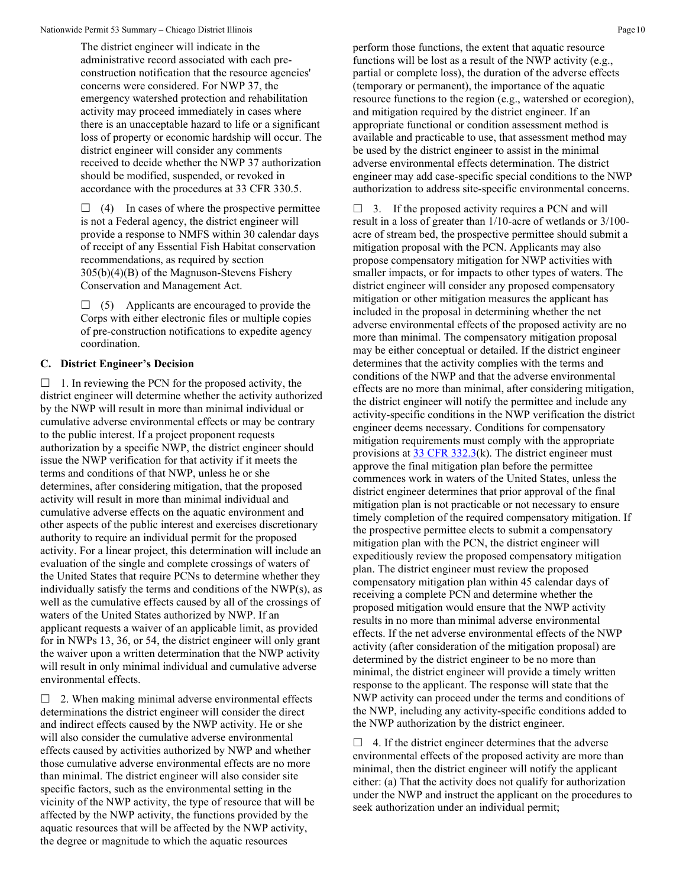The district engineer will indicate in the administrative record associated with each pre-construction notification that the resource agencies' concerns were considered. For NWP 37, the emergency watershed protection and rehabilitation activity may proceed immediately in cases where there is an unacceptable hazard to life or a significant loss of property or economic hardship will occur. The district engineer will consider any comments received to decide whether the NWP 37 authorization should be modified, suspended, or revoked in accordance with the procedures at 33 CFR 330.5.

☐ (4) In cases of where the prospective permittee is not a Federal agency, the district engineer will provide a response to NMFS within 30 calendar days of receipt of any Essential Fish Habitat conservation recommendations, as required by section 305(b)(4)(B) of the Magnuson-Stevens Fishery Conservation and Management Act.

☐ (5) Applicants are encouraged to provide the Corps with either electronic files or multiple copies of pre-construction notifications to expedite agency coordination.

### C. District Engineer's Decision

☐ 1. In reviewing the PCN for the proposed activity, the district engineer will determine whether the activity authorized by the NWP will result in more than minimal individual or cumulative adverse environmental effects or may be contrary to the public interest. If a project proponent requests authorization by a specific NWP, the district engineer should issue the NWP verification for that activity if it meets the terms and conditions of that NWP, unless he or she determines, after considering mitigation, that the proposed activity will result in more than minimal individual and cumulative adverse effects on the aquatic environment and other aspects of the public interest and exercises discretionary authority to require an individual permit for the proposed activity. For a linear project, this determination will include an evaluation of the single and complete crossings of waters of the United States that require PCNs to determine whether they individually satisfy the terms and conditions of the NWP(s), as well as the cumulative effects caused by all of the crossings of waters of the United States authorized by NWP. If an applicant requests a waiver of an applicable limit, as provided for in NWPs 13, 36, or 54, the district engineer will only grant the waiver upon a written determination that the NWP activity will result in only minimal individual and cumulative adverse environmental effects.

☐ 2. When making minimal adverse environmental effects determinations the district engineer will consider the direct and indirect effects caused by the NWP activity. He or she will also consider the cumulative adverse environmental effects caused by activities authorized by NWP and whether those cumulative adverse environmental effects are no more than minimal. The district engineer will also consider site specific factors, such as the environmental setting in the vicinity of the NWP activity, the type of resource that will be affected by the NWP activity, the functions provided by the aquatic resources that will be affected by the NWP activity, the degree or magnitude to which the aquatic resources perform those functions, the extent that aquatic resource functions will be lost as a result of the NWP activity (e.g., partial or complete loss), the duration of the adverse effects (temporary or permanent), the importance of the aquatic resource functions to the region (e.g., watershed or ecoregion), and mitigation required by the district engineer. If an appropriate functional or condition assessment method is available and practicable to use, that assessment method may be used by the district engineer to assist in the minimal adverse environmental effects determination. The district engineer may add case-specific special conditions to the NWP authorization to address site-specific environmental concerns.

☐ 3. If the proposed activity requires a PCN and will result in a loss of greater than 1/10-acre of wetlands or 3/100-acre of stream bed, the prospective permittee should submit a mitigation proposal with the PCN. Applicants may also propose compensatory mitigation for NWP activities with smaller impacts, or for impacts to other types of waters. The district engineer will consider any proposed compensatory mitigation or other mitigation measures the applicant has included in the proposal in determining whether the net adverse environmental effects of the proposed activity are no more than minimal. The compensatory mitigation proposal may be either conceptual or detailed. If the district engineer determines that the activity complies with the terms and conditions of the NWP and that the adverse environmental effects are no more than minimal, after considering mitigation, the district engineer will notify the permittee and include any activity-specific conditions in the NWP verification the district engineer deems necessary. Conditions for compensatory mitigation requirements must comply with the appropriate provisions at 33 CFR 332.3(k). The district engineer must approve the final mitigation plan before the permittee commences work in waters of the United States, unless the district engineer determines that prior approval of the final mitigation plan is not practicable or not necessary to ensure timely completion of the required compensatory mitigation. If the prospective permittee elects to submit a compensatory mitigation plan with the PCN, the district engineer will expeditiously review the proposed compensatory mitigation plan. The district engineer must review the proposed compensatory mitigation plan within 45 calendar days of receiving a complete PCN and determine whether the proposed mitigation would ensure that the NWP activity results in no more than minimal adverse environmental effects. If the net adverse environmental effects of the NWP activity (after consideration of the mitigation proposal) are determined by the district engineer to be no more than minimal, the district engineer will provide a timely written response to the applicant. The response will state that the NWP activity can proceed under the terms and conditions of the NWP, including any activity-specific conditions added to the NWP authorization by the district engineer.

☐ 4. If the district engineer determines that the adverse environmental effects of the proposed activity are more than minimal, then the district engineer will notify the applicant either: (a) That the activity does not qualify for authorization under the NWP and instruct the applicant on the procedures to seek authorization under an individual permit;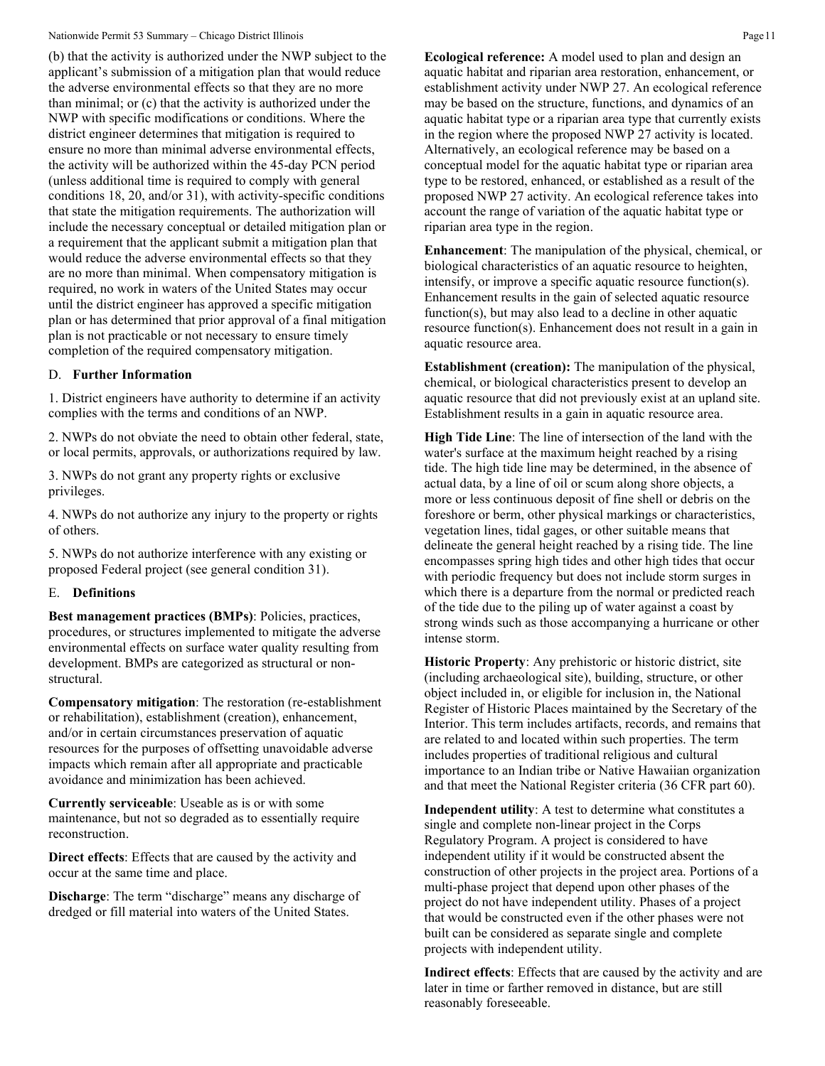(b) that the activity is authorized under the NWP subject to the applicant's submission of a mitigation plan that would reduce the adverse environmental effects so that they are no more than minimal; or (c) that the activity is authorized under the NWP with specific modifications or conditions. Where the district engineer determines that mitigation is required to ensure no more than minimal adverse environmental effects, the activity will be authorized within the 45-day PCN period (unless additional time is required to comply with general conditions 18, 20, and/or 31), with activity-specific conditions that state the mitigation requirements. The authorization will include the necessary conceptual or detailed mitigation plan or a requirement that the applicant submit a mitigation plan that would reduce the adverse environmental effects so that they are no more than minimal. When compensatory mitigation is required, no work in waters of the United States may occur until the district engineer has approved a specific mitigation plan or has determined that prior approval of a final mitigation plan is not practicable or not necessary to ensure timely completion of the required compensatory mitigation.

## D. Further Information

1. District engineers have authority to determine if an activity complies with the terms and conditions of an NWP.

2. NWPs do not obviate the need to obtain other federal, state, or local permits, approvals, or authorizations required by law.

3. NWPs do not grant any property rights or exclusive privileges.

4. NWPs do not authorize any injury to the property or rights of others.

5. NWPs do not authorize interference with any existing or proposed Federal project (see general condition 31).

## E. Definitions

**Best management practices (BMPs)**: Policies, practices, procedures, or structures implemented to mitigate the adverse environmental effects on surface water quality resulting from development. BMPs are categorized as structural or non-structural.

**Compensatory mitigation**: The restoration (re-establishment or rehabilitation), establishment (creation), enhancement, and/or in certain circumstances preservation of aquatic resources for the purposes of offsetting unavoidable adverse impacts which remain after all appropriate and practicable avoidance and minimization has been achieved.

**Currently serviceable**: Useable as is or with some maintenance, but not so degraded as to essentially require reconstruction.

**Direct effects**: Effects that are caused by the activity and occur at the same time and place.

**Discharge**: The term "discharge" means any discharge of dredged or fill material into waters of the United States.

**Ecological reference:** A model used to plan and design an aquatic habitat and riparian area restoration, enhancement, or establishment activity under NWP 27. An ecological reference may be based on the structure, functions, and dynamics of an aquatic habitat type or a riparian area type that currently exists in the region where the proposed NWP 27 activity is located. Alternatively, an ecological reference may be based on a conceptual model for the aquatic habitat type or riparian area type to be restored, enhanced, or established as a result of the proposed NWP 27 activity. An ecological reference takes into account the range of variation of the aquatic habitat type or riparian area type in the region.

**Enhancement**: The manipulation of the physical, chemical, or biological characteristics of an aquatic resource to heighten, intensify, or improve a specific aquatic resource function(s). Enhancement results in the gain of selected aquatic resource function(s), but may also lead to a decline in other aquatic resource function(s). Enhancement does not result in a gain in aquatic resource area.

**Establishment (creation):** The manipulation of the physical, chemical, or biological characteristics present to develop an aquatic resource that did not previously exist at an upland site. Establishment results in a gain in aquatic resource area.

**High Tide Line**: The line of intersection of the land with the water's surface at the maximum height reached by a rising tide. The high tide line may be determined, in the absence of actual data, by a line of oil or scum along shore objects, a more or less continuous deposit of fine shell or debris on the foreshore or berm, other physical markings or characteristics, vegetation lines, tidal gages, or other suitable means that delineate the general height reached by a rising tide. The line encompasses spring high tides and other high tides that occur with periodic frequency but does not include storm surges in which there is a departure from the normal or predicted reach of the tide due to the piling up of water against a coast by strong winds such as those accompanying a hurricane or other intense storm.

**Historic Property**: Any prehistoric or historic district, site (including archaeological site), building, structure, or other object included in, or eligible for inclusion in, the National Register of Historic Places maintained by the Secretary of the Interior. This term includes artifacts, records, and remains that are related to and located within such properties. The term includes properties of traditional religious and cultural importance to an Indian tribe or Native Hawaiian organization and that meet the National Register criteria (36 CFR part 60).

**Independent utility**: A test to determine what constitutes a single and complete non-linear project in the Corps Regulatory Program. A project is considered to have independent utility if it would be constructed absent the construction of other projects in the project area. Portions of a multi-phase project that depend upon other phases of the project do not have independent utility. Phases of a project that would be constructed even if the other phases were not built can be considered as separate single and complete projects with independent utility.

**Indirect effects**: Effects that are caused by the activity and are later in time or farther removed in distance, but are still reasonably foreseeable.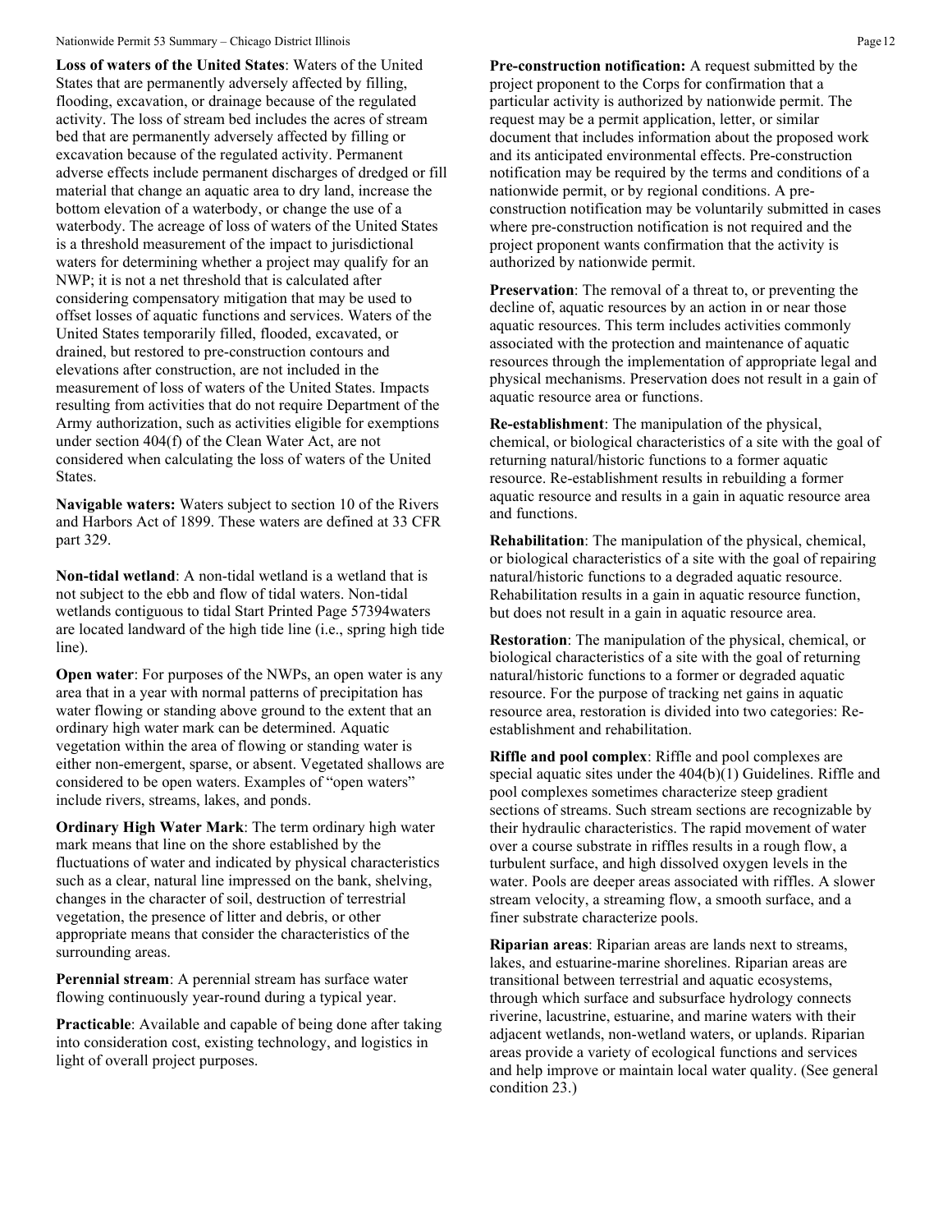**Loss of waters of the United States**: Waters of the United States that are permanently adversely affected by filling, flooding, excavation, or drainage because of the regulated activity. The loss of stream bed includes the acres of stream bed that are permanently adversely affected by filling or excavation because of the regulated activity. Permanent adverse effects include permanent discharges of dredged or fill material that change an aquatic area to dry land, increase the bottom elevation of a waterbody, or change the use of a waterbody. The acreage of loss of waters of the United States is a threshold measurement of the impact to jurisdictional waters for determining whether a project may qualify for an NWP; it is not a net threshold that is calculated after considering compensatory mitigation that may be used to offset losses of aquatic functions and services. Waters of the United States temporarily filled, flooded, excavated, or drained, but restored to pre-construction contours and elevations after construction, are not included in the measurement of loss of waters of the United States. Impacts resulting from activities that do not require Department of the Army authorization, such as activities eligible for exemptions under section 404(f) of the Clean Water Act, are not considered when calculating the loss of waters of the United States.

**Navigable waters:** Waters subject to section 10 of the Rivers and Harbors Act of 1899. These waters are defined at 33 CFR part 329.

**Non-tidal wetland**: A non-tidal wetland is a wetland that is not subject to the ebb and flow of tidal waters. Non-tidal wetlands contiguous to tidal Start Printed Page 57394waters are located landward of the high tide line (i.e., spring high tide line).

**Open water**: For purposes of the NWPs, an open water is any area that in a year with normal patterns of precipitation has water flowing or standing above ground to the extent that an ordinary high water mark can be determined. Aquatic vegetation within the area of flowing or standing water is either non-emergent, sparse, or absent. Vegetated shallows are considered to be open waters. Examples of "open waters" include rivers, streams, lakes, and ponds.

**Ordinary High Water Mark**: The term ordinary high water mark means that line on the shore established by the fluctuations of water and indicated by physical characteristics such as a clear, natural line impressed on the bank, shelving, changes in the character of soil, destruction of terrestrial vegetation, the presence of litter and debris, or other appropriate means that consider the characteristics of the surrounding areas.

**Perennial stream**: A perennial stream has surface water flowing continuously year-round during a typical year.

**Practicable**: Available and capable of being done after taking into consideration cost, existing technology, and logistics in light of overall project purposes.

**Pre-construction notification:** A request submitted by the project proponent to the Corps for confirmation that a particular activity is authorized by nationwide permit. The request may be a permit application, letter, or similar document that includes information about the proposed work and its anticipated environmental effects. Pre-construction notification may be required by the terms and conditions of a nationwide permit, or by regional conditions. A pre-construction notification may be voluntarily submitted in cases where pre-construction notification is not required and the project proponent wants confirmation that the activity is authorized by nationwide permit.

**Preservation**: The removal of a threat to, or preventing the decline of, aquatic resources by an action in or near those aquatic resources. This term includes activities commonly associated with the protection and maintenance of aquatic resources through the implementation of appropriate legal and physical mechanisms. Preservation does not result in a gain of aquatic resource area or functions.

**Re-establishment**: The manipulation of the physical, chemical, or biological characteristics of a site with the goal of returning natural/historic functions to a former aquatic resource. Re-establishment results in rebuilding a former aquatic resource and results in a gain in aquatic resource area and functions.

**Rehabilitation**: The manipulation of the physical, chemical, or biological characteristics of a site with the goal of repairing natural/historic functions to a degraded aquatic resource. Rehabilitation results in a gain in aquatic resource function, but does not result in a gain in aquatic resource area.

**Restoration**: The manipulation of the physical, chemical, or biological characteristics of a site with the goal of returning natural/historic functions to a former or degraded aquatic resource. For the purpose of tracking net gains in aquatic resource area, restoration is divided into two categories: Re-establishment and rehabilitation.

**Riffle and pool complex**: Riffle and pool complexes are special aquatic sites under the 404(b)(1) Guidelines. Riffle and pool complexes sometimes characterize steep gradient sections of streams. Such stream sections are recognizable by their hydraulic characteristics. The rapid movement of water over a course substrate in riffles results in a rough flow, a turbulent surface, and high dissolved oxygen levels in the water. Pools are deeper areas associated with riffles. A slower stream velocity, a streaming flow, a smooth surface, and a finer substrate characterize pools.

**Riparian areas**: Riparian areas are lands next to streams, lakes, and estuarine-marine shorelines. Riparian areas are transitional between terrestrial and aquatic ecosystems, through which surface and subsurface hydrology connects riverine, lacustrine, estuarine, and marine waters with their adjacent wetlands, non-wetland waters, or uplands. Riparian areas provide a variety of ecological functions and services and help improve or maintain local water quality. (See general condition 23.)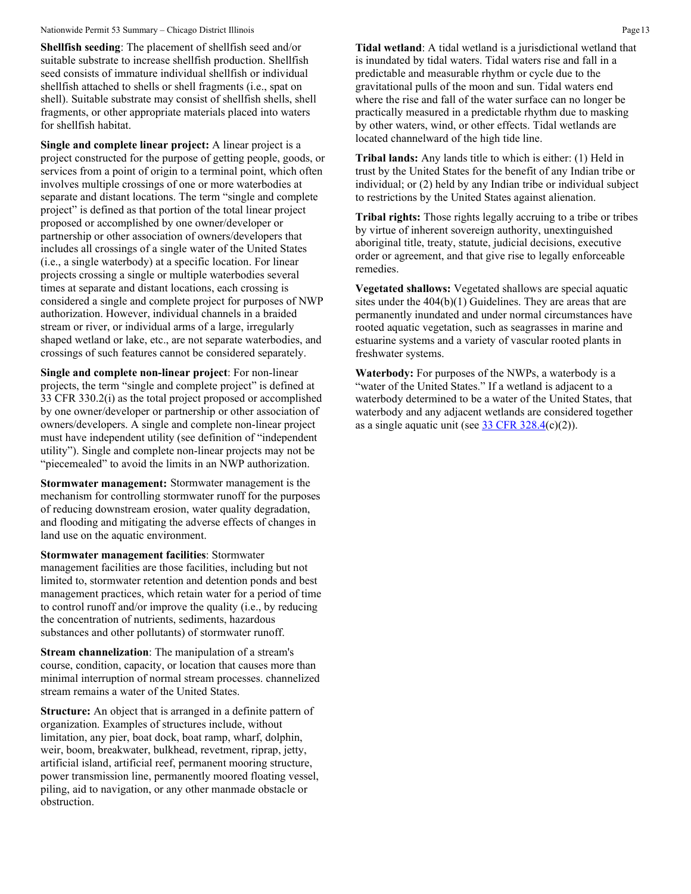**Shellfish seeding**: The placement of shellfish seed and/or suitable substrate to increase shellfish production. Shellfish seed consists of immature individual shellfish or individual shellfish attached to shells or shell fragments (i.e., spat on shell). Suitable substrate may consist of shellfish shells, shell fragments, or other appropriate materials placed into waters for shellfish habitat.

**Single and complete linear project:** A linear project is a project constructed for the purpose of getting people, goods, or services from a point of origin to a terminal point, which often involves multiple crossings of one or more waterbodies at separate and distant locations. The term "single and complete project" is defined as that portion of the total linear project proposed or accomplished by one owner/developer or partnership or other association of owners/developers that includes all crossings of a single water of the United States (i.e., a single waterbody) at a specific location. For linear projects crossing a single or multiple waterbodies several times at separate and distant locations, each crossing is considered a single and complete project for purposes of NWP authorization. However, individual channels in a braided stream or river, or individual arms of a large, irregularly shaped wetland or lake, etc., are not separate waterbodies, and crossings of such features cannot be considered separately.

**Single and complete non-linear project**: For non-linear projects, the term "single and complete project" is defined at 33 CFR 330.2(i) as the total project proposed or accomplished by one owner/developer or partnership or other association of owners/developers. A single and complete non-linear project must have independent utility (see definition of "independent utility"). Single and complete non-linear projects may not be "piecemealed" to avoid the limits in an NWP authorization.

**Stormwater management:** Stormwater management is the mechanism for controlling stormwater runoff for the purposes of reducing downstream erosion, water quality degradation, and flooding and mitigating the adverse effects of changes in land use on the aquatic environment.

**Stormwater management facilities**: Stormwater management facilities are those facilities, including but not limited to, stormwater retention and detention ponds and best management practices, which retain water for a period of time to control runoff and/or improve the quality (i.e., by reducing the concentration of nutrients, sediments, hazardous substances and other pollutants) of stormwater runoff.

**Stream channelization**: The manipulation of a stream's course, condition, capacity, or location that causes more than minimal interruption of normal stream processes. channelized stream remains a water of the United States.

**Structure:** An object that is arranged in a definite pattern of organization. Examples of structures include, without limitation, any pier, boat dock, boat ramp, wharf, dolphin, weir, boom, breakwater, bulkhead, revetment, riprap, jetty, artificial island, artificial reef, permanent mooring structure, power transmission line, permanently moored floating vessel, piling, aid to navigation, or any other manmade obstacle or obstruction.

**Tidal wetland**: A tidal wetland is a jurisdictional wetland that is inundated by tidal waters. Tidal waters rise and fall in a predictable and measurable rhythm or cycle due to the gravitational pulls of the moon and sun. Tidal waters end where the rise and fall of the water surface can no longer be practically measured in a predictable rhythm due to masking by other waters, wind, or other effects. Tidal wetlands are located channelward of the high tide line.

**Tribal lands:** Any lands title to which is either: (1) Held in trust by the United States for the benefit of any Indian tribe or individual; or (2) held by any Indian tribe or individual subject to restrictions by the United States against alienation.

**Tribal rights:** Those rights legally accruing to a tribe or tribes by virtue of inherent sovereign authority, unextinguished aboriginal title, treaty, statute, judicial decisions, executive order or agreement, and that give rise to legally enforceable remedies.

**Vegetated shallows:** Vegetated shallows are special aquatic sites under the 404(b)(1) Guidelines. They are areas that are permanently inundated and under normal circumstances have rooted aquatic vegetation, such as seagrasses in marine and estuarine systems and a variety of vascular rooted plants in freshwater systems.

**Waterbody:** For purposes of the NWPs, a waterbody is a "water of the United States." If a wetland is adjacent to a waterbody determined to be a water of the United States, that waterbody and any adjacent wetlands are considered together as a single aquatic unit (see 33 CFR 328.4(c)(2)).